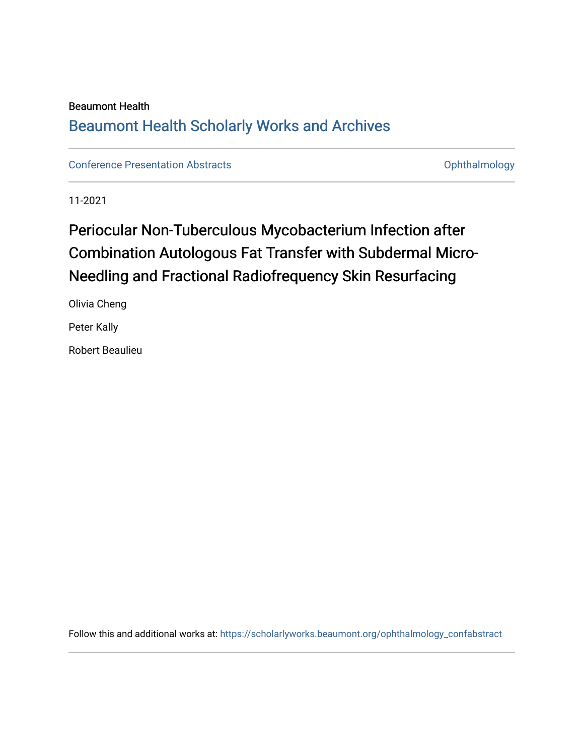Beaumont Health

## Beaumont Health Scholarly Works and Archives

Conference Presentation Abstracts

Ophthalmology

11-2021

# Periocular Non-Tuberculous Mycobacterium Infection after Combination Autologous Fat Transfer with Subdermal Micro-Needling and Fractional Radiofrequency Skin Resurfacing

Olivia Cheng

Peter Kally

Robert Beaulieu

Follow this and additional works at: https://scholarlyworks.beaumont.org/ophthalmology_confabstract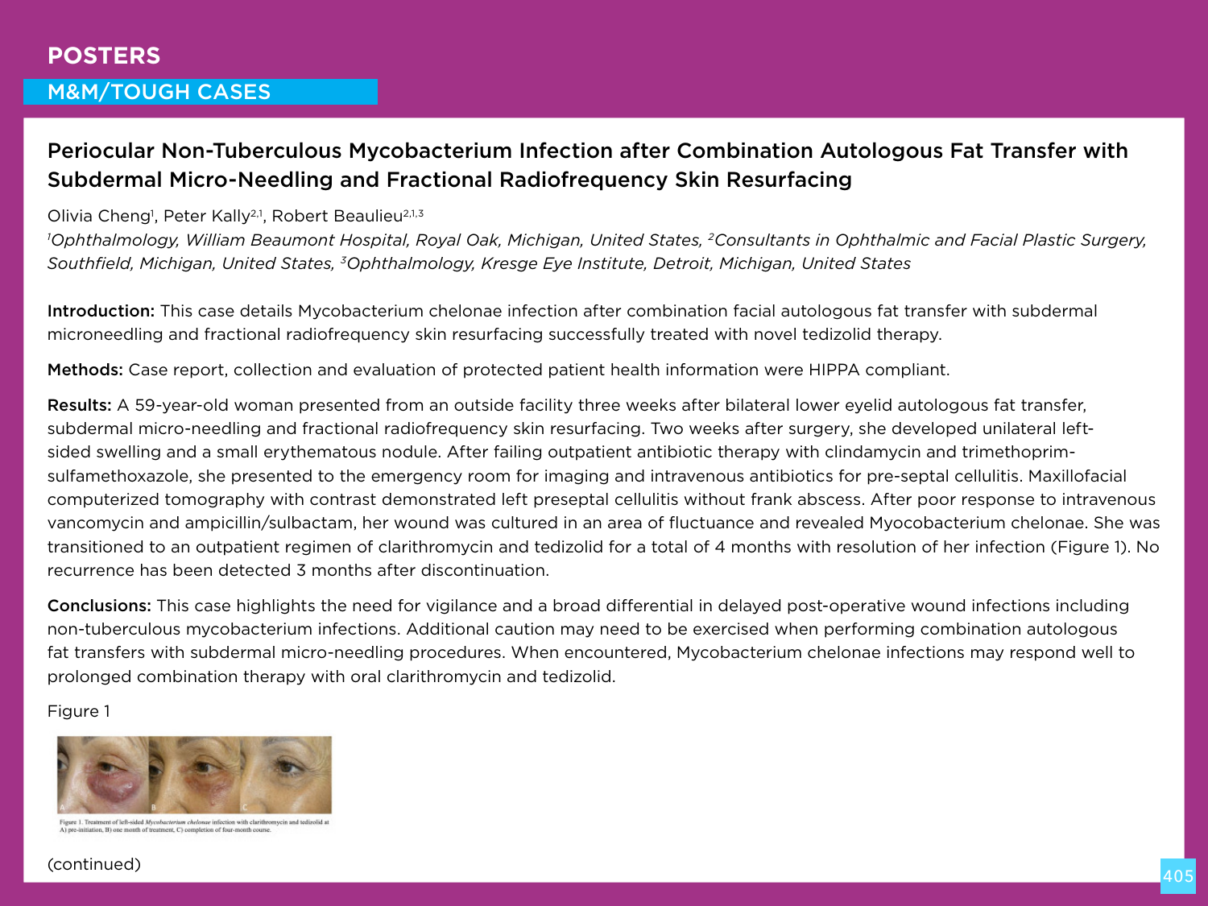# POSTERS

## M&M/TOUGH CASES

### Periocular Non-Tuberculous Mycobacterium Infection after Combination Autologous Fat Transfer with Subdermal Micro-Needling and Fractional Radiofrequency Skin Resurfacing

Olivia Cheng[1], Peter Kally[2,1], Robert Beaulieu[2,1,3]

*[1]Ophthalmology, William Beaumont Hospital, Royal Oak, Michigan, United States, [2]Consultants in Ophthalmic and Facial Plastic Surgery, Southfield, Michigan, United States, [3]Ophthalmology, Kresge Eye Institute, Detroit, Michigan, United States*

**Introduction:** This case details Mycobacterium chelonae infection after combination facial autologous fat transfer with subdermal microneedling and fractional radiofrequency skin resurfacing successfully treated with novel tedizolid therapy.

**Methods:** Case report, collection and evaluation of protected patient health information were HIPPA compliant.

**Results:** A 59-year-old woman presented from an outside facility three weeks after bilateral lower eyelid autologous fat transfer, subdermal micro-needling and fractional radiofrequency skin resurfacing. Two weeks after surgery, she developed unilateral left-sided swelling and a small erythematous nodule. After failing outpatient antibiotic therapy with clindamycin and trimethoprim-sulfamethoxazole, she presented to the emergency room for imaging and intravenous antibiotics for pre-septal cellulitis. Maxillofacial computerized tomography with contrast demonstrated left preseptal cellulitis without frank abscess. After poor response to intravenous vancomycin and ampicillin/sulbactam, her wound was cultured in an area of fluctuance and revealed Myocobacterium chelonae. She was transitioned to an outpatient regimen of clarithromycin and tedizolid for a total of 4 months with resolution of her infection (Figure 1). No recurrence has been detected 3 months after discontinuation.

**Conclusions:** This case highlights the need for vigilance and a broad differential in delayed post-operative wound infections including non-tuberculous mycobacterium infections. Additional caution may need to be exercised when performing combination autologous fat transfers with subdermal micro-needling procedures. When encountered, Mycobacterium chelonae infections may respond well to prolonged combination therapy with oral clarithromycin and tedizolid.

Figure 1

Figure 1. Treatment of left-sided *Mycobacterium chelonae* infection with clarithromycin and tedizolid at A) pre-initiation, B) one month of treatment, C) completion of four-month course.

(continued)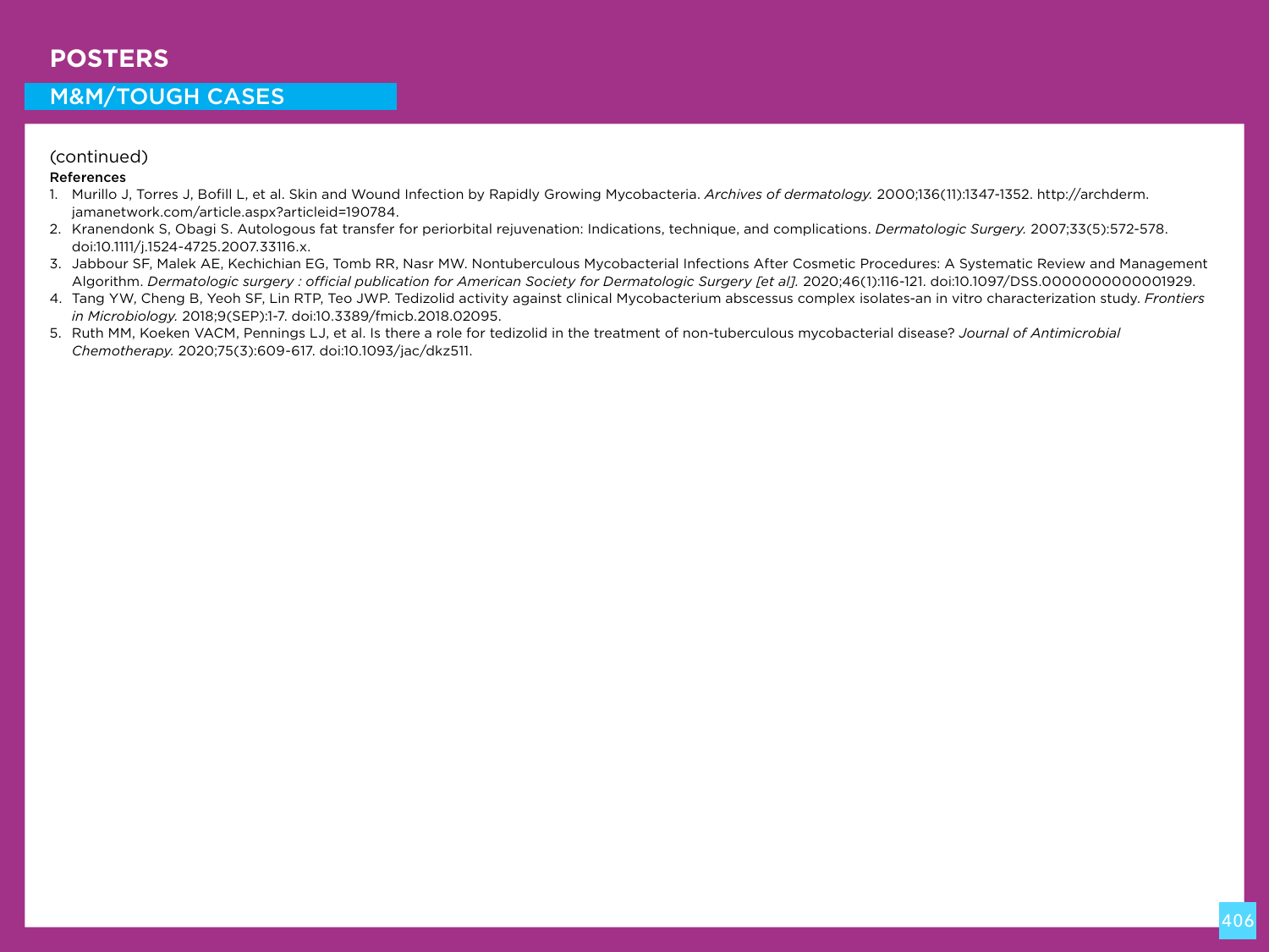(continued)

**References**

1. Murillo J, Torres J, Bofill L, et al. Skin and Wound Infection by Rapidly Growing Mycobacteria. *Archives of dermatology.* 2000;136(11):1347-1352. http://archderm.jamanetwork.com/article.aspx?articleid=190784.
2. Kranendonk S, Obagi S. Autologous fat transfer for periorbital rejuvenation: Indications, technique, and complications. *Dermatologic Surgery.* 2007;33(5):572-578. doi:10.1111/j.1524-4725.2007.33116.x.
3. Jabbour SF, Malek AE, Kechichian EG, Tomb RR, Nasr MW. Nontuberculous Mycobacterial Infections After Cosmetic Procedures: A Systematic Review and Management Algorithm. *Dermatologic surgery : official publication for American Society for Dermatologic Surgery [et al].* 2020;46(1):116-121. doi:10.1097/DSS.0000000000001929.
4. Tang YW, Cheng B, Yeoh SF, Lin RTP, Teo JWP. Tedizolid activity against clinical Mycobacterium abscessus complex isolates-an in vitro characterization study. *Frontiers in Microbiology.* 2018;9(SEP):1-7. doi:10.3389/fmicb.2018.02095.
5. Ruth MM, Koeken VACM, Pennings LJ, et al. Is there a role for tedizolid in the treatment of non-tuberculous mycobacterial disease? *Journal of Antimicrobial Chemotherapy.* 2020;75(3):609-617. doi:10.1093/jac/dkz511.